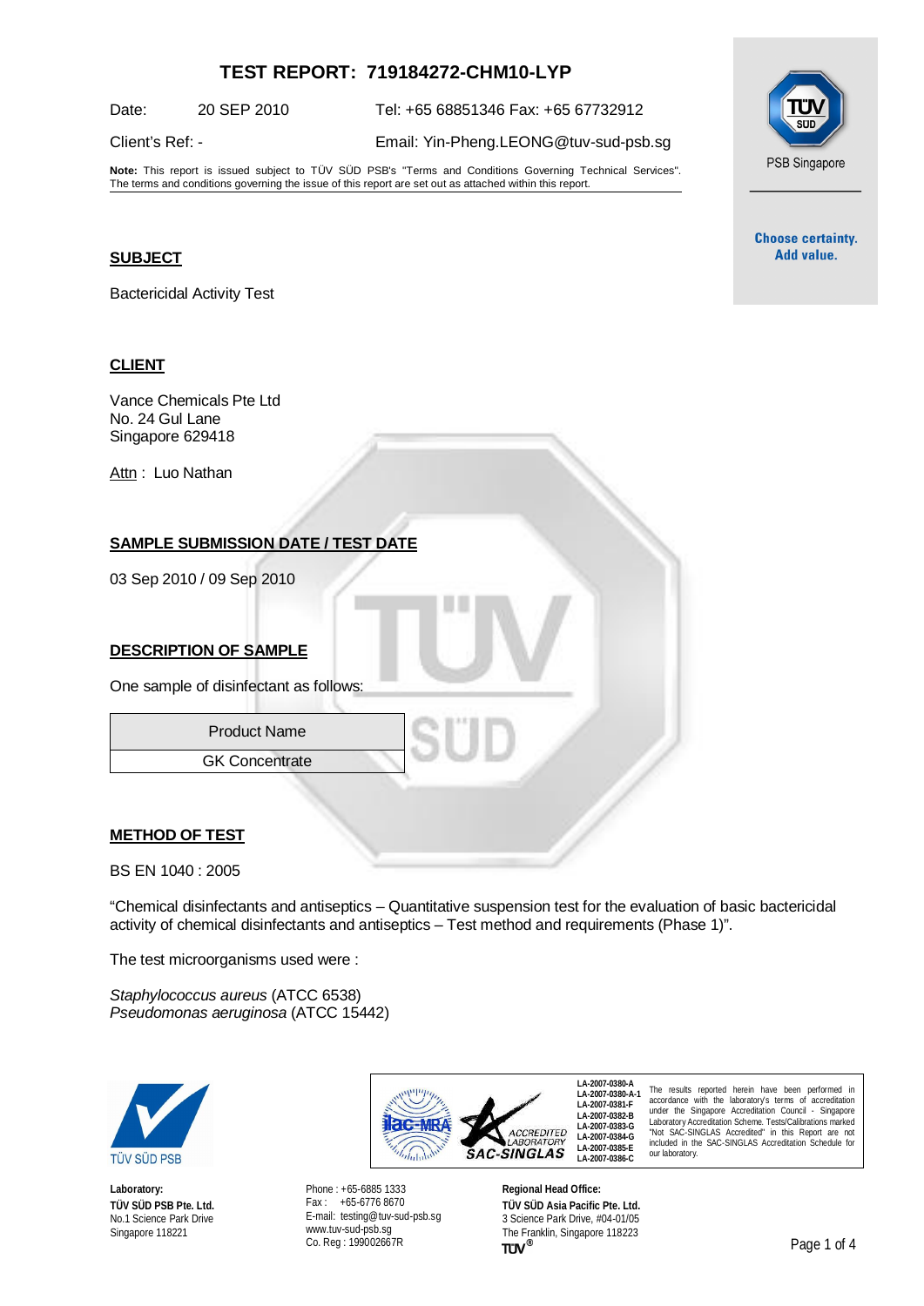# TEST REPORT: 719184272-CHM10-LYP

Date: 20 SEP 2010 Tel: +65 68851346 Fax: +65 67732912

Client's Ref: - Email: Yin-Pheng.LEONG@tuv-sud-psb.sg

**Note:** This report is issued subject to TÜV SÜD PSB's "Terms and Conditions Governing Technical Services". The terms and conditions governing the issue of this report are set out as attached within this report.

PSB Singapore

**Choose certainty. Add value.**

## SUBJECT

Bactericidal Activity Test

## CLIENT

Vance Chemicals Pte Ltd
No. 24 Gul Lane
Singapore 629418

Attn : Luo Nathan

## SAMPLE SUBMISSION DATE / TEST DATE

03 Sep 2010 / 09 Sep 2010

## DESCRIPTION OF SAMPLE

One sample of disinfectant as follows:

| Product Name |
| --- |
| GK Concentrate |

## METHOD OF TEST

BS EN 1040 : 2005

"Chemical disinfectants and antiseptics – Quantitative suspension test for the evaluation of basic bactericidal activity of chemical disinfectants and antiseptics – Test method and requirements (Phase 1)".

The test microorganisms used were :

*Staphylococcus aureus* (ATCC 6538)
*Pseudomonas aeruginosa* (ATCC 15442)

TÜV SÜD PSB

ilac-MRA | ACCREDITED LABORATORY SAC-SINGLAS

LA-2007-0380-A
LA-2007-0380-A-1
LA-2007-0381-F
LA-2007-0382-B
LA-2007-0383-G
LA-2007-0384-G
LA-2007-0385-E
LA-2007-0386-C

The results reported herein have been performed in accordance with the laboratory's terms of accreditation under the Singapore Accreditation Council - Singapore Laboratory Accreditation Scheme. Tests/Calibrations marked "Not SAC-SINGLAS Accredited" in this Report are not included in the SAC-SINGLAS Accreditation Schedule for our laboratory.

**Laboratory:**
**TÜV SÜD PSB Pte. Ltd.**
No.1 Science Park Drive
Singapore 118221

Phone : +65-6885 1333
Fax : +65-6776 8670
E-mail: testing@tuv-sud-psb.sg
www.tuv-sud-psb.sg
Co. Reg : 199002667R

**Regional Head Office:**
**TÜV SÜD Asia Pacific Pte. Ltd.**
3 Science Park Drive, #04-01/05
The Franklin, Singapore 118223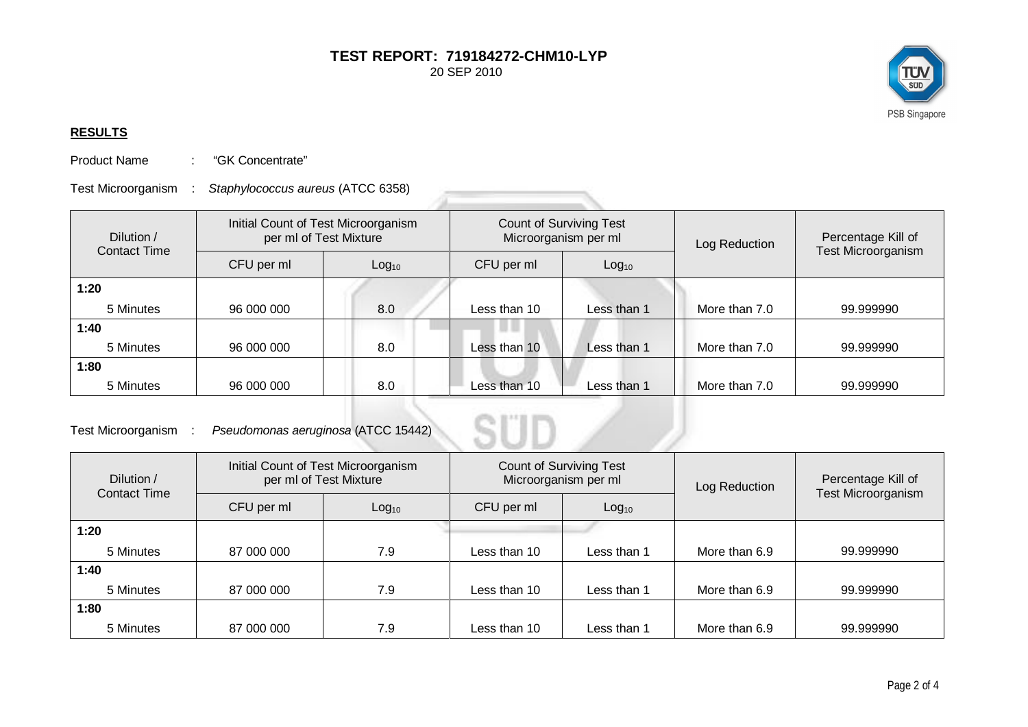**TEST REPORT: 719184272-CHM10-LYP**
20 SEP 2010

## RESULTS

Product Name : "GK Concentrate"

Test Microorganism : *Staphylococcus aureus* (ATCC 6358)

| Dilution / Contact Time | Initial Count of Test Microorganism per ml of Test Mixture | | Count of Surviving Test Microorganism per ml | | Log Reduction | Percentage Kill of Test Microorganism |
|---|---|---|---|---|---|---|
| | CFU per ml | $Log_{10}$ | CFU per ml | $Log_{10}$ | | |
| **1:20** | | | | | | |
| 5 Minutes | 96 000 000 | 8.0 | Less than 10 | Less than 1 | More than 7.0 | 99.999990 |
| **1:40** | | | | | | |
| 5 Minutes | 96 000 000 | 8.0 | Less than 10 | Less than 1 | More than 7.0 | 99.999990 |
| **1:80** | | | | | | |
| 5 Minutes | 96 000 000 | 8.0 | Less than 10 | Less than 1 | More than 7.0 | 99.999990 |

Test Microorganism : *Pseudomonas aeruginosa* (ATCC 15442)

| Dilution / Contact Time | Initial Count of Test Microorganism per ml of Test Mixture | | Count of Surviving Test Microorganism per ml | | Log Reduction | Percentage Kill of Test Microorganism |
|---|---|---|---|---|---|---|
| | CFU per ml | $Log_{10}$ | CFU per ml | $Log_{10}$ | | |
| **1:20** | | | | | | |
| 5 Minutes | 87 000 000 | 7.9 | Less than 10 | Less than 1 | More than 6.9 | 99.999990 |
| **1:40** | | | | | | |
| 5 Minutes | 87 000 000 | 7.9 | Less than 10 | Less than 1 | More than 6.9 | 99.999990 |
| **1:80** | | | | | | |
| 5 Minutes | 87 000 000 | 7.9 | Less than 10 | Less than 1 | More than 6.9 | 99.999990 |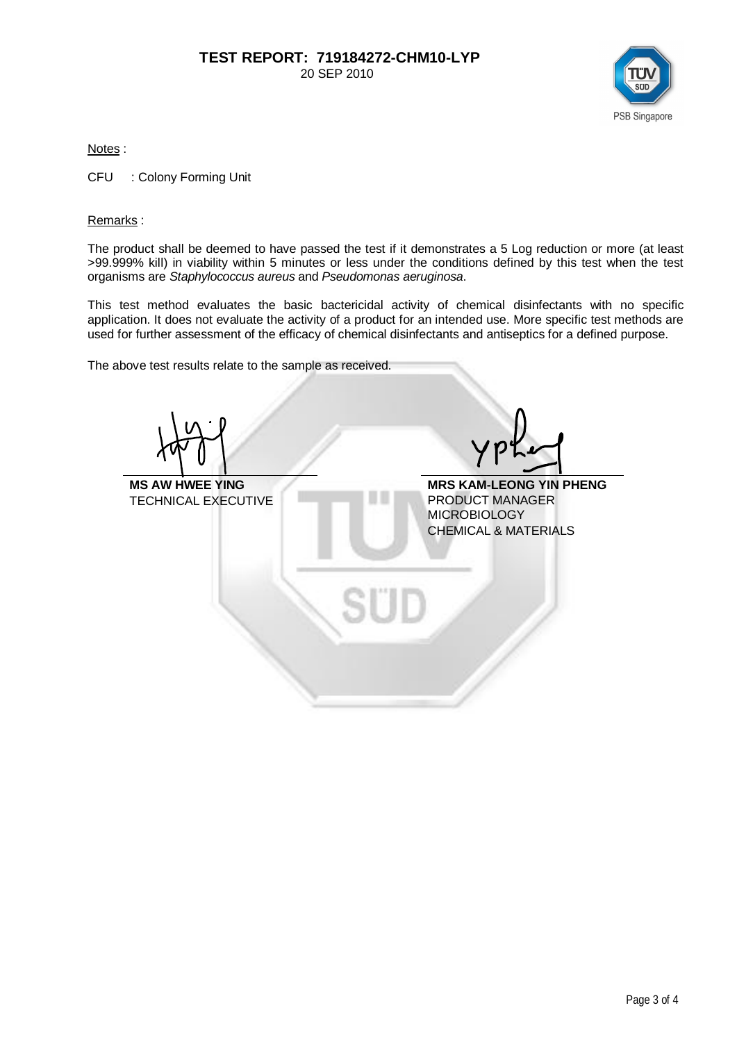**TEST REPORT: 719184272-CHM10-LYP**
20 SEP 2010

Notes :

CFU : Colony Forming Unit

Remarks :

The product shall be deemed to have passed the test if it demonstrates a 5 Log reduction or more (at least >99.999% kill) in viability within 5 minutes or less under the conditions defined by this test when the test organisms are *Staphylococcus aureus* and *Pseudomonas aeruginosa*.

This test method evaluates the basic bactericidal activity of chemical disinfectants with no specific application. It does not evaluate the activity of a product for an intended use. More specific test methods are used for further assessment of the efficacy of chemical disinfectants and antiseptics for a defined purpose.

The above test results relate to the sample as received.

**MS AW HWEE YING**
TECHNICAL EXECUTIVE

**MRS KAM-LEONG YIN PHENG**
PRODUCT MANAGER
MICROBIOLOGY
CHEMICAL & MATERIALS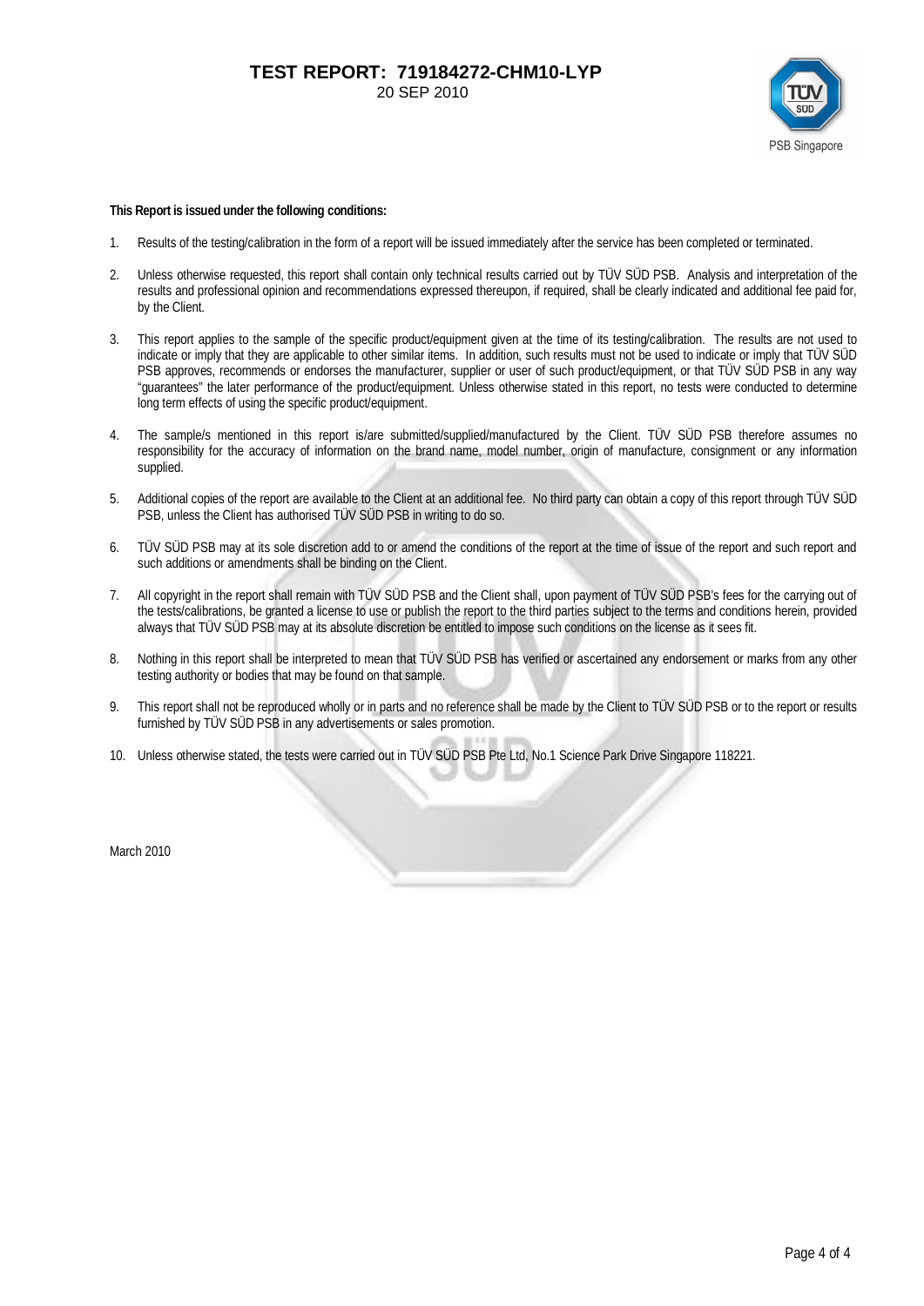**This Report is issued under the following conditions:**

1. Results of the testing/calibration in the form of a report will be issued immediately after the service has been completed or terminated.

2. Unless otherwise requested, this report shall contain only technical results carried out by TÜV SÜD PSB. Analysis and interpretation of the results and professional opinion and recommendations expressed thereupon, if required, shall be clearly indicated and additional fee paid for, by the Client.

3. This report applies to the sample of the specific product/equipment given at the time of its testing/calibration. The results are not used to indicate or imply that they are applicable to other similar items. In addition, such results must not be used to indicate or imply that TÜV SÜD PSB approves, recommends or endorses the manufacturer, supplier or user of such product/equipment, or that TÜV SÜD PSB in any way "guarantees" the later performance of the product/equipment. Unless otherwise stated in this report, no tests were conducted to determine long term effects of using the specific product/equipment.

4. The sample/s mentioned in this report is/are submitted/supplied/manufactured by the Client. TÜV SÜD PSB therefore assumes no responsibility for the accuracy of information on the brand name, model number, origin of manufacture, consignment or any information supplied.

5. Additional copies of the report are available to the Client at an additional fee. No third party can obtain a copy of this report through TÜV SÜD PSB, unless the Client has authorised TÜV SÜD PSB in writing to do so.

6. TÜV SÜD PSB may at its sole discretion add to or amend the conditions of the report at the time of issue of the report and such report and such additions or amendments shall be binding on the Client.

7. All copyright in the report shall remain with TÜV SÜD PSB and the Client shall, upon payment of TÜV SÜD PSB's fees for the carrying out of the tests/calibrations, be granted a license to use or publish the report to the third parties subject to the terms and conditions herein, provided always that TÜV SÜD PSB may at its absolute discretion be entitled to impose such conditions on the license as it sees fit.

8. Nothing in this report shall be interpreted to mean that TÜV SÜD PSB has verified or ascertained any endorsement or marks from any other testing authority or bodies that may be found on that sample.

9. This report shall not be reproduced wholly or in parts and no reference shall be made by the Client to TÜV SÜD PSB or to the report or results furnished by TÜV SÜD PSB in any advertisements or sales promotion.

10. Unless otherwise stated, the tests were carried out in TÜV SÜD PSB Pte Ltd, No.1 Science Park Drive Singapore 118221.

March 2010